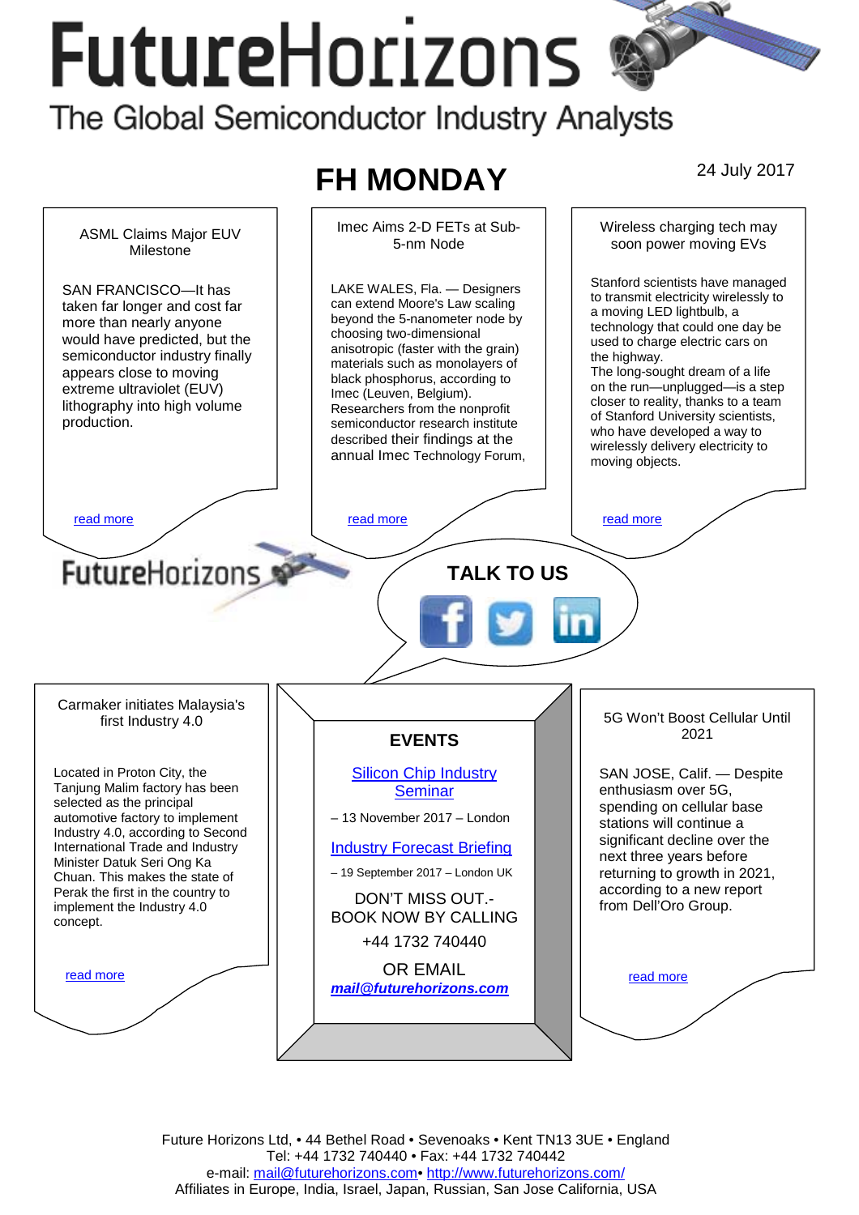# FutureHorizons

The Global Semiconductor Industry Analysts

## FH MONDAY

24 July 2017

### ASML Claims Major EUV Milestone

SAN FRANCISCO—It has taken far longer and cost far more than nearly anyone would have predicted, but the semiconductor industry finally appears close to moving extreme ultraviolet (EUV) lithography into high volume production.

read more

### Imec Aims 2-D FETs at Sub-5-nm Node

LAKE WALES, Fla. — Designers can extend Moore's Law scaling beyond the 5-nanometer node by choosing two-dimensional anisotropic (faster with the grain) materials such as monolayers of black phosphorus, according to Imec (Leuven, Belgium). Researchers from the nonprofit semiconductor research institute described their findings at the annual Imec Technology Forum,

read more

### Wireless charging tech may soon power moving EVs

Stanford scientists have managed to transmit electricity wirelessly to a moving LED lightbulb, a technology that could one day be used to charge electric cars on the highway.

The long-sought dream of a life on the run—unplugged—is a step closer to reality, thanks to a team of Stanford University scientists, who have developed a way to wirelessly delivery electricity to moving objects.

read more

FutureHorizons

**TALK TO US**

### Carmaker initiates Malaysia's first Industry 4.0

Located in Proton City, the Tanjung Malim factory has been selected as the principal automotive factory to implement Industry 4.0, according to Second International Trade and Industry Minister Datuk Seri Ong Ka Chuan. This makes the state of Perak the first in the country to implement the Industry 4.0 concept.

read more

### EVENTS

[Silicon Chip Industry Seminar](#)

– 13 November 2017 – London

[Industry Forecast Briefing](#)

– 19 September 2017 – London UK

DON'T MISS OUT.- BOOK NOW BY CALLING

+44 1732 740440

OR EMAIL

***mail@futurehorizons.com***

### 5G Won't Boost Cellular Until 2021

SAN JOSE, Calif. — Despite enthusiasm over 5G, spending on cellular base stations will continue a significant decline over the next three years before returning to growth in 2021, according to a new report from Dell'Oro Group.

read more

Future Horizons Ltd, • 44 Bethel Road • Sevenoaks • Kent TN13 3UE • England
Tel: +44 1732 740440 • Fax: +44 1732 740442
e-mail: mail@futurehorizons.com• http://www.futurehorizons.com/
Affiliates in Europe, India, Israel, Japan, Russian, San Jose California, USA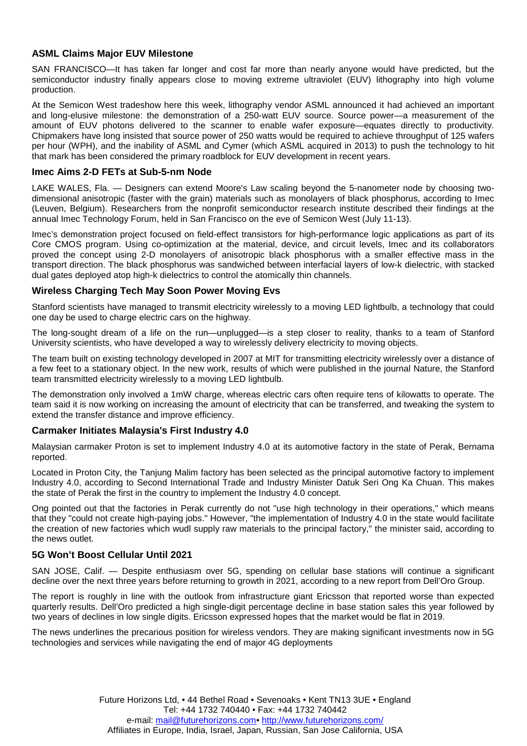### ASML Claims Major EUV Milestone

SAN FRANCISCO—It has taken far longer and cost far more than nearly anyone would have predicted, but the semiconductor industry finally appears close to moving extreme ultraviolet (EUV) lithography into high volume production.

At the Semicon West tradeshow here this week, lithography vendor ASML announced it had achieved an important and long-elusive milestone: the demonstration of a 250-watt EUV source. Source power—a measurement of the amount of EUV photons delivered to the scanner to enable wafer exposure—equates directly to productivity. Chipmakers have long insisted that source power of 250 watts would be required to achieve throughput of 125 wafers per hour (WPH), and the inability of ASML and Cymer (which ASML acquired in 2013) to push the technology to hit that mark has been considered the primary roadblock for EUV development in recent years.

### Imec Aims 2-D FETs at Sub-5-nm Node

LAKE WALES, Fla. — Designers can extend Moore's Law scaling beyond the 5-nanometer node by choosing two-dimensional anisotropic (faster with the grain) materials such as monolayers of black phosphorus, according to Imec (Leuven, Belgium). Researchers from the nonprofit semiconductor research institute described their findings at the annual Imec Technology Forum, held in San Francisco on the eve of Semicon West (July 11-13).

Imec's demonstration project focused on field-effect transistors for high-performance logic applications as part of its Core CMOS program. Using co-optimization at the material, device, and circuit levels, Imec and its collaborators proved the concept using 2-D monolayers of anisotropic black phosphorus with a smaller effective mass in the transport direction. The black phosphorus was sandwiched between interfacial layers of low-k dielectric, with stacked dual gates deployed atop high-k dielectrics to control the atomically thin channels.

### Wireless Charging Tech May Soon Power Moving Evs

Stanford scientists have managed to transmit electricity wirelessly to a moving LED lightbulb, a technology that could one day be used to charge electric cars on the highway.

The long-sought dream of a life on the run—unplugged—is a step closer to reality, thanks to a team of Stanford University scientists, who have developed a way to wirelessly delivery electricity to moving objects.

The team built on existing technology developed in 2007 at MIT for transmitting electricity wirelessly over a distance of a few feet to a stationary object. In the new work, results of which were published in the journal Nature, the Stanford team transmitted electricity wirelessly to a moving LED lightbulb.

The demonstration only involved a 1mW charge, whereas electric cars often require tens of kilowatts to operate. The team said it is now working on increasing the amount of electricity that can be transferred, and tweaking the system to extend the transfer distance and improve efficiency.

### Carmaker Initiates Malaysia's First Industry 4.0

Malaysian carmaker Proton is set to implement Industry 4.0 at its automotive factory in the state of Perak, Bernama reported.

Located in Proton City, the Tanjung Malim factory has been selected as the principal automotive factory to implement Industry 4.0, according to Second International Trade and Industry Minister Datuk Seri Ong Ka Chuan. This makes the state of Perak the first in the country to implement the Industry 4.0 concept.

Ong pointed out that the factories in Perak currently do not "use high technology in their operations," which means that they "could not create high-paying jobs." However, "the implementation of Industry 4.0 in the state would facilitate the creation of new factories which wudl supply raw materials to the principal factory," the minister said, according to the news outlet.

### 5G Won't Boost Cellular Until 2021

SAN JOSE, Calif. — Despite enthusiasm over 5G, spending on cellular base stations will continue a significant decline over the next three years before returning to growth in 2021, according to a new report from Dell'Oro Group.

The report is roughly in line with the outlook from infrastructure giant Ericsson that reported worse than expected quarterly results. Dell'Oro predicted a high single-digit percentage decline in base station sales this year followed by two years of declines in low single digits. Ericsson expressed hopes that the market would be flat in 2019.

The news underlines the precarious position for wireless vendors. They are making significant investments now in 5G technologies and services while navigating the end of major 4G deployments